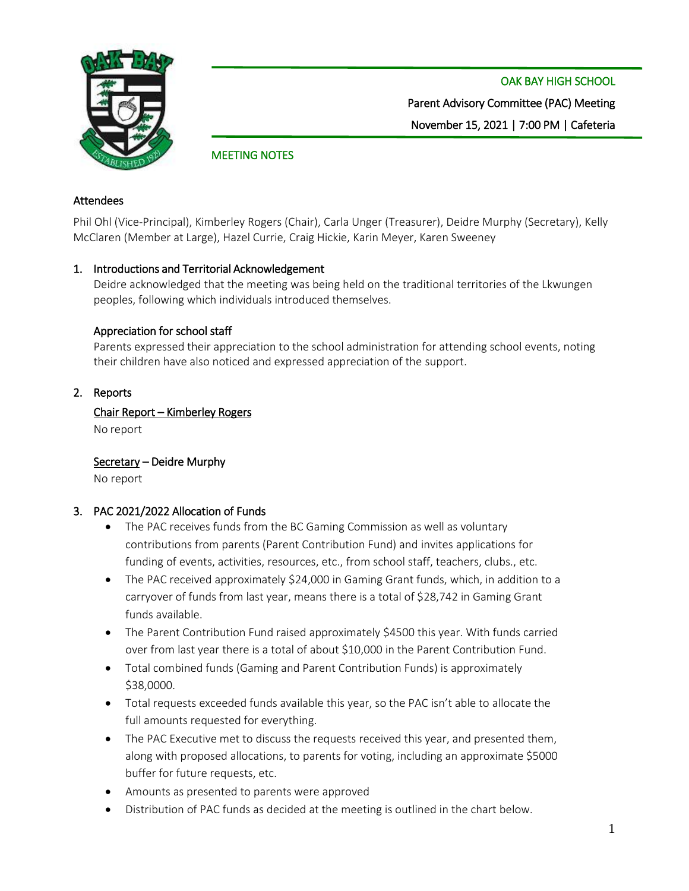OAK BAY HIGH SCHOOL

Parent Advisory Committee (PAC) Meeting

November 15, 2021 | 7:00 PM | Cafeteria

MEETING NOTES

## Attendees

Phil Ohl (Vice-Principal), Kimberley Rogers (Chair), Carla Unger (Treasurer), Deidre Murphy (Secretary), Kelly McClaren (Member at Large), Hazel Currie, Craig Hickie, Karin Meyer, Karen Sweeney

## 1. Introductions and Territorial Acknowledgement

Deidre acknowledged that the meeting was being held on the traditional territories of the Lkwungen peoples, following which individuals introduced themselves.

### Appreciation for school staff

Parents expressed their appreciation to the school administration for attending school events, noting their children have also noticed and expressed appreciation of the support.

## 2. Reports

### Chair Report – Kimberley Rogers

No report

### Secretary – Deidre Murphy

No report

## 3. PAC 2021/2022 Allocation of Funds

- The PAC receives funds from the BC Gaming Commission as well as voluntary contributions from parents (Parent Contribution Fund) and invites applications for funding of events, activities, resources, etc., from school staff, teachers, clubs., etc.
- The PAC received approximately $24,000 in Gaming Grant funds, which, in addition to a carryover of funds from last year, means there is a total of $28,742 in Gaming Grant funds available.
- The Parent Contribution Fund raised approximately $4500 this year. With funds carried over from last year there is a total of about $10,000 in the Parent Contribution Fund.
- Total combined funds (Gaming and Parent Contribution Funds) is approximately $38,0000.
- Total requests exceeded funds available this year, so the PAC isn't able to allocate the full amounts requested for everything.
- The PAC Executive met to discuss the requests received this year, and presented them, along with proposed allocations, to parents for voting, including an approximate $5000 buffer for future requests, etc.
- Amounts as presented to parents were approved
- Distribution of PAC funds as decided at the meeting is outlined in the chart below.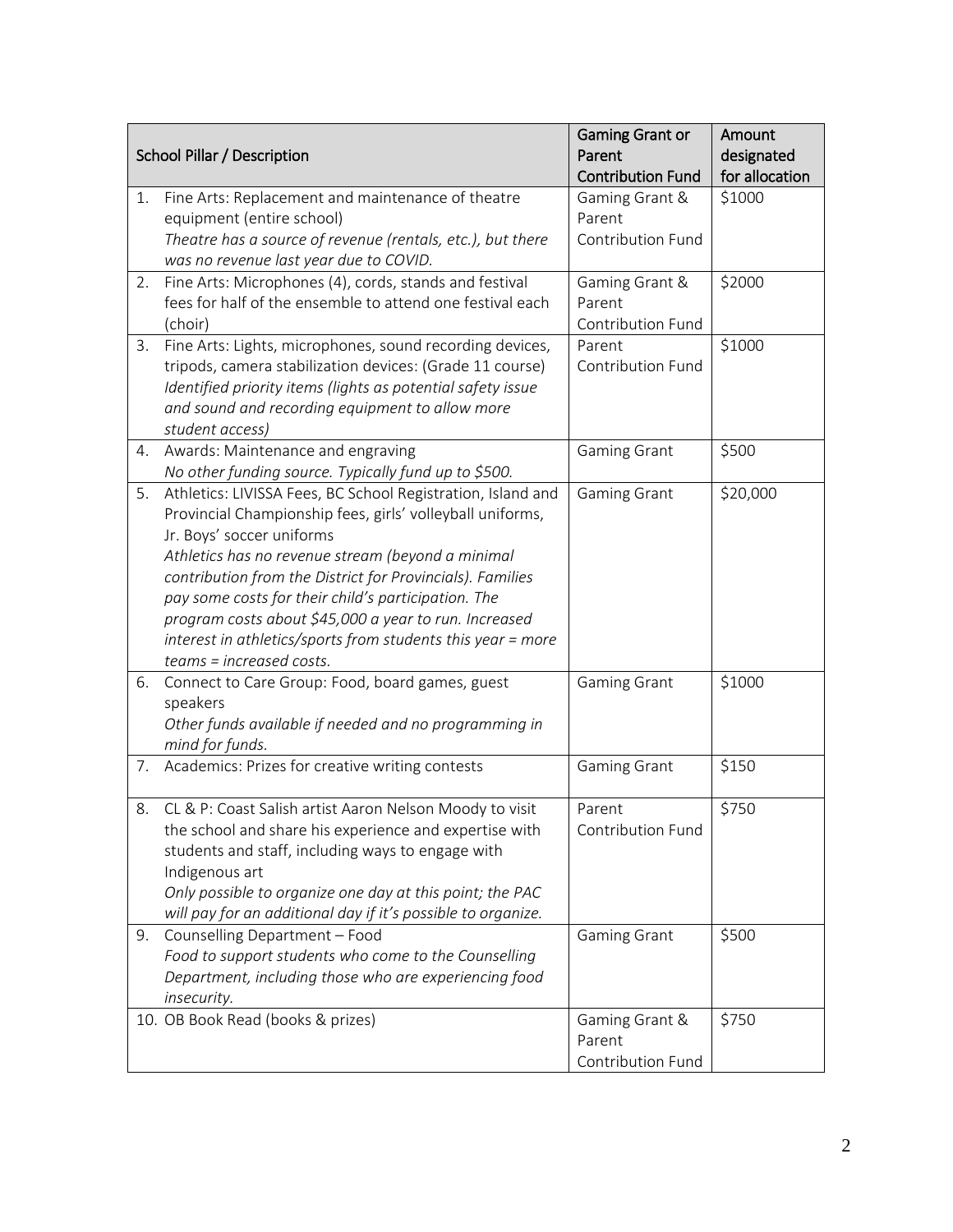| School Pillar / Description | Gaming Grant or Parent Contribution Fund | Amount designated for allocation |
|---|---|---|
| 1. Fine Arts: Replacement and maintenance of theatre equipment (entire school) *Theatre has a source of revenue (rentals, etc.), but there was no revenue last year due to COVID.* | Gaming Grant & Parent Contribution Fund | \$1000 |
| 2. Fine Arts: Microphones (4), cords, stands and festival fees for half of the ensemble to attend one festival each (choir) | Gaming Grant & Parent Contribution Fund | \$2000 |
| 3. Fine Arts: Lights, microphones, sound recording devices, tripods, camera stabilization devices: (Grade 11 course) *Identified priority items (lights as potential safety issue and sound and recording equipment to allow more student access)* | Parent Contribution Fund | \$1000 |
| 4. Awards: Maintenance and engraving *No other funding source. Typically fund up to \$500.* | Gaming Grant | \$500 |
| 5. Athletics: LIVISSA Fees, BC School Registration, Island and Provincial Championship fees, girls' volleyball uniforms, Jr. Boys' soccer uniforms *Athletics has no revenue stream (beyond a minimal contribution from the District for Provincials). Families pay some costs for their child's participation. The program costs about \$45,000 a year to run. Increased interest in athletics/sports from students this year = more teams = increased costs.* | Gaming Grant | \$20,000 |
| 6. Connect to Care Group: Food, board games, guest speakers *Other funds available if needed and no programming in mind for funds.* | Gaming Grant | \$1000 |
| 7. Academics: Prizes for creative writing contests | Gaming Grant | \$150 |
| 8. CL & P: Coast Salish artist Aaron Nelson Moody to visit the school and share his experience and expertise with students and staff, including ways to engage with Indigenous art *Only possible to organize one day at this point; the PAC will pay for an additional day if it's possible to organize.* | Parent Contribution Fund | \$750 |
| 9. Counselling Department – Food *Food to support students who come to the Counselling Department, including those who are experiencing food insecurity.* | Gaming Grant | \$500 |
| 10. OB Book Read (books & prizes) | Gaming Grant & Parent Contribution Fund | \$750 |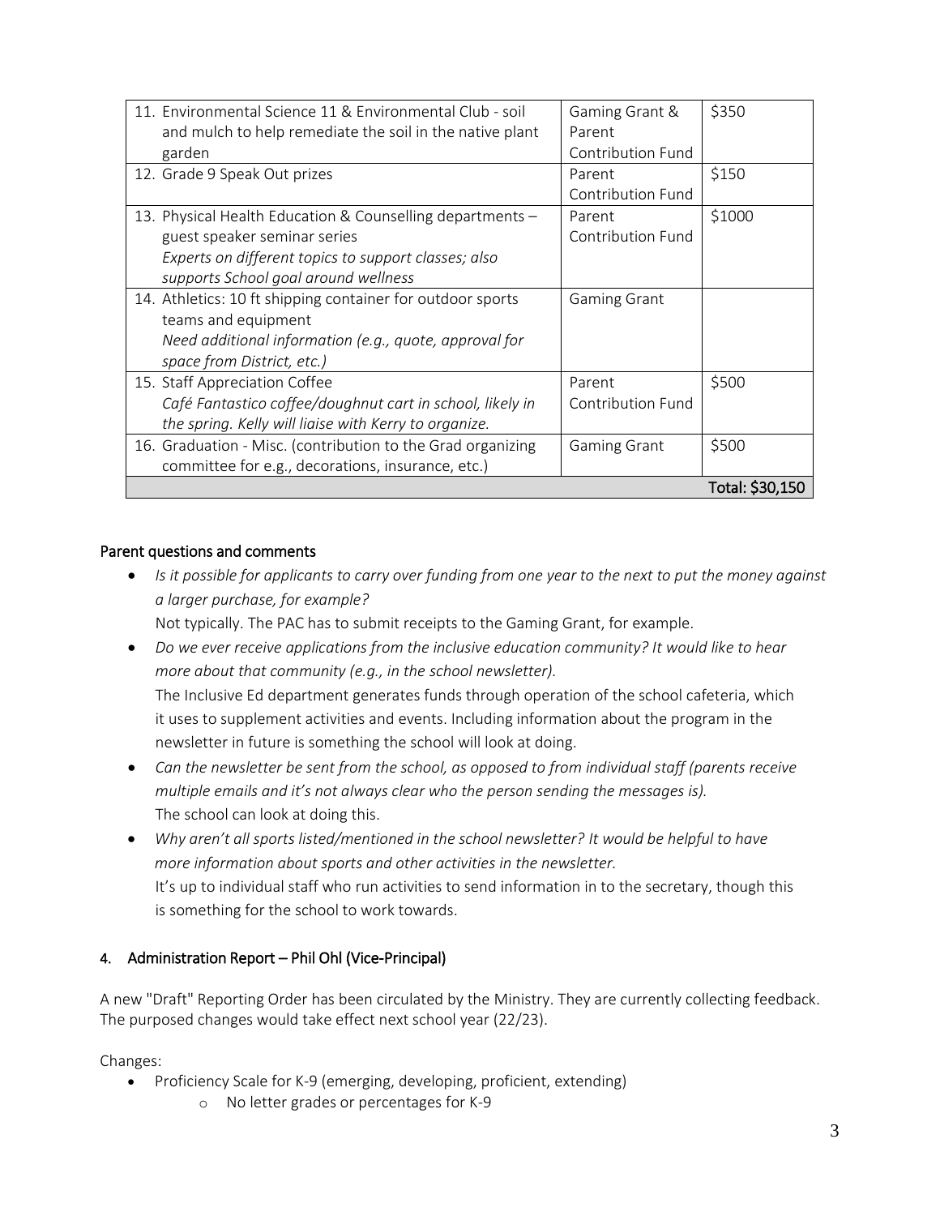| | | |
|---|---|---|
| 11. Environmental Science 11 & Environmental Club - soil and mulch to help remediate the soil in the native plant garden | Gaming Grant & Parent Contribution Fund | $350 |
| 12. Grade 9 Speak Out prizes | Parent Contribution Fund | $150 |
| 13. Physical Health Education & Counselling departments – guest speaker seminar series<br>*Experts on different topics to support classes; also supports School goal around wellness* | Parent Contribution Fund | $1000 |
| 14. Athletics: 10 ft shipping container for outdoor sports teams and equipment<br>*Need additional information (e.g., quote, approval for space from District, etc.)* | Gaming Grant | |
| 15. Staff Appreciation Coffee<br>*Café Fantastico coffee/doughnut cart in school, likely in the spring. Kelly will liaise with Kerry to organize.* | Parent Contribution Fund | $500 |
| 16. Graduation - Misc. (contribution to the Grad organizing committee for e.g., decorations, insurance, etc.) | Gaming Grant | $500 |
| | | Total: $30,150 |

### Parent questions and comments

- *Is it possible for applicants to carry over funding from one year to the next to put the money against a larger purchase, for example?*
  Not typically. The PAC has to submit receipts to the Gaming Grant, for example.
- *Do we ever receive applications from the inclusive education community? It would like to hear more about that community (e.g., in the school newsletter).*
  The Inclusive Ed department generates funds through operation of the school cafeteria, which it uses to supplement activities and events. Including information about the program in the newsletter in future is something the school will look at doing.
- *Can the newsletter be sent from the school, as opposed to from individual staff (parents receive multiple emails and it's not always clear who the person sending the messages is).*
  The school can look at doing this.
- *Why aren't all sports listed/mentioned in the school newsletter? It would be helpful to have more information about sports and other activities in the newsletter.*
  It's up to individual staff who run activities to send information in to the secretary, though this is something for the school to work towards.

## 4. Administration Report – Phil Ohl (Vice-Principal)

A new "Draft" Reporting Order has been circulated by the Ministry. They are currently collecting feedback. The purposed changes would take effect next school year (22/23).

Changes:

- Proficiency Scale for K-9 (emerging, developing, proficient, extending)
  - No letter grades or percentages for K-9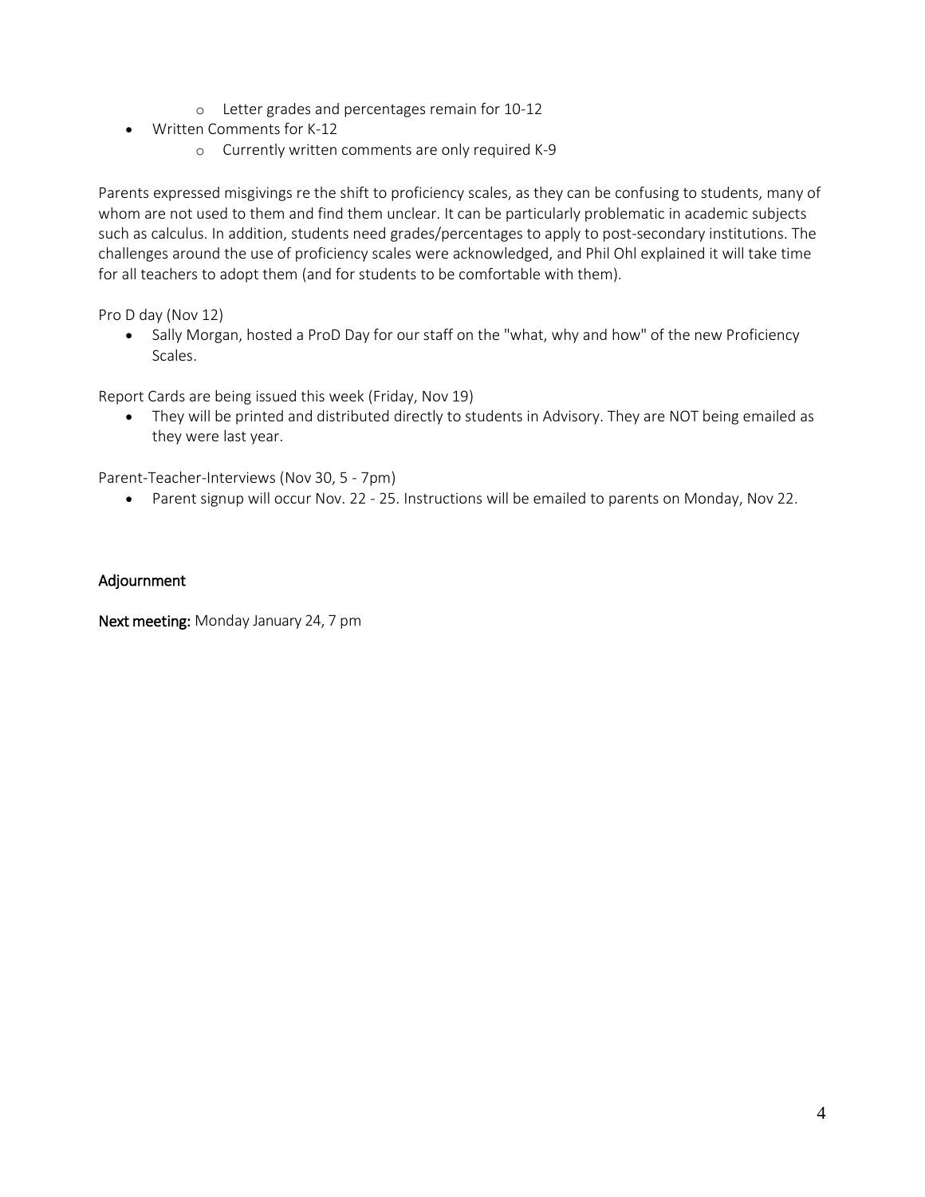- Letter grades and percentages remain for 10-12
- Written Comments for K-12
    - Currently written comments are only required K-9

Parents expressed misgivings re the shift to proficiency scales, as they can be confusing to students, many of whom are not used to them and find them unclear. It can be particularly problematic in academic subjects such as calculus. In addition, students need grades/percentages to apply to post-secondary institutions. The challenges around the use of proficiency scales were acknowledged, and Phil Ohl explained it will take time for all teachers to adopt them (and for students to be comfortable with them).

Pro D day (Nov 12)

- Sally Morgan, hosted a ProD Day for our staff on the "what, why and how" of the new Proficiency Scales.

Report Cards are being issued this week (Friday, Nov 19)

- They will be printed and distributed directly to students in Advisory. They are NOT being emailed as they were last year.

Parent-Teacher-Interviews (Nov 30, 5 - 7pm)

- Parent signup will occur Nov. 22 - 25. Instructions will be emailed to parents on Monday, Nov 22.

Adjournment

**Next meeting:** Monday January 24, 7 pm